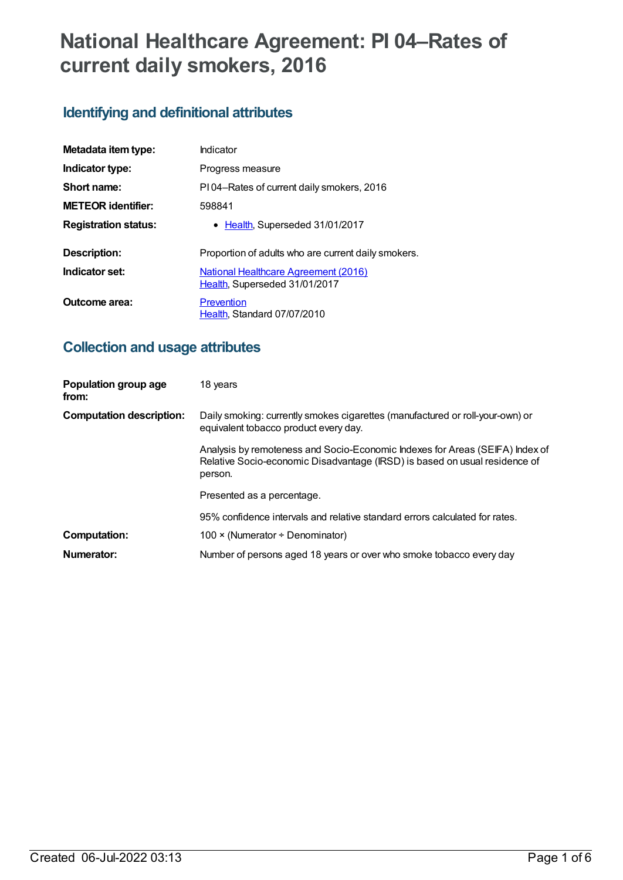# National Healthcare Agreement: PI 04–Rates of current daily smokers, 2016

## Identifying and definitional attributes

| | |
|---|---|
| **Metadata item type:** | Indicator |
| **Indicator type:** | Progress measure |
| **Short name:** | PI 04–Rates of current daily smokers, 2016 |
| **METEOR identifier:** | 598841 |
| **Registration status:** | • Health, Superseded 31/01/2017 |
| **Description:** | Proportion of adults who are current daily smokers. |
| **Indicator set:** | National Healthcare Agreement (2016) Health, Superseded 31/01/2017 |
| **Outcome area:** | Prevention Health, Standard 07/07/2010 |

## Collection and usage attributes

| | |
|---|---|
| **Population group age from:** | 18 years |
| **Computation description:** | Daily smoking: currently smokes cigarettes (manufactured or roll-your-own) or equivalent tobacco product every day.<br><br>Analysis by remoteness and Socio-Economic Indexes for Areas (SEIFA) Index of Relative Socio-economic Disadvantage (IRSD) is based on usual residence of person.<br><br>Presented as a percentage.<br><br>95% confidence intervals and relative standard errors calculated for rates. |
| **Computation:** | 100 × (Numerator ÷ Denominator) |
| **Numerator:** | Number of persons aged 18 years or over who smoke tobacco every day |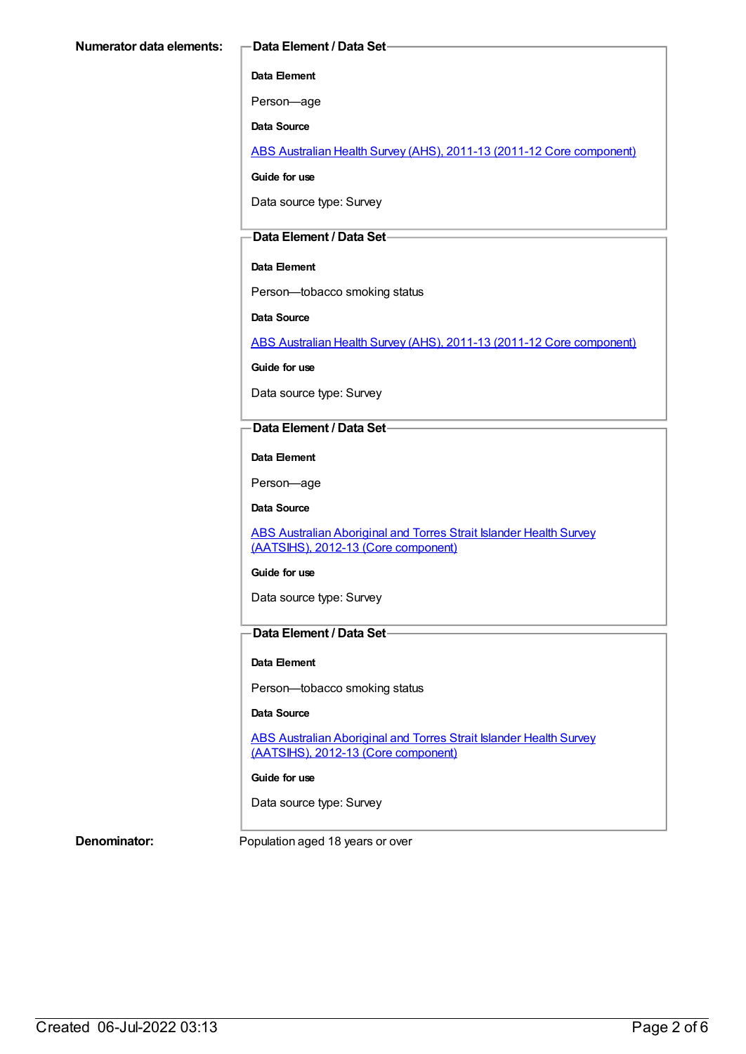**Numerator data elements:**

**Data Element / Data Set**

**Data Element**

Person—age

**Data Source**

ABS Australian Health Survey (AHS), 2011-13 (2011-12 Core component)

**Guide for use**

Data source type: Survey

**Data Element / Data Set**

**Data Element**

Person—tobacco smoking status

**Data Source**

ABS Australian Health Survey (AHS), 2011-13 (2011-12 Core component)

**Guide for use**

Data source type: Survey

**Data Element / Data Set**

**Data Element**

Person—age

**Data Source**

ABS Australian Aboriginal and Torres Strait Islander Health Survey (AATSIHS), 2012-13 (Core component)

**Guide for use**

Data source type: Survey

**Data Element / Data Set**

**Data Element**

Person—tobacco smoking status

**Data Source**

ABS Australian Aboriginal and Torres Strait Islander Health Survey (AATSIHS), 2012-13 (Core component)

**Guide for use**

Data source type: Survey

**Denominator:** Population aged 18 years or over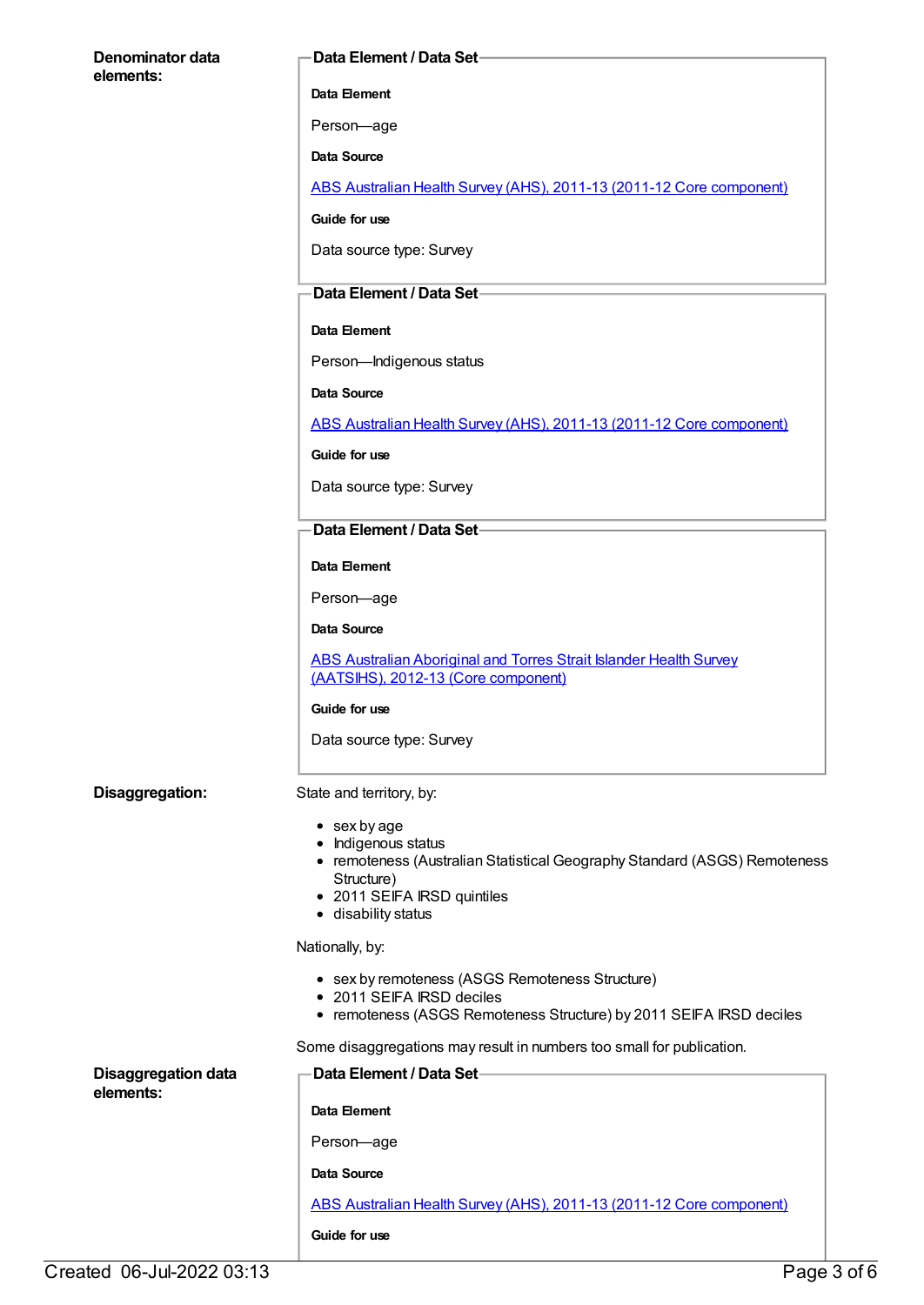**Denominator data elements:**

**Data Element / Data Set**

**Data Element**

Person—age

**Data Source**

ABS Australian Health Survey (AHS), 2011-13 (2011-12 Core component)

**Guide for use**

Data source type: Survey

**Data Element / Data Set**

**Data Element**

Person—Indigenous status

**Data Source**

ABS Australian Health Survey (AHS), 2011-13 (2011-12 Core component)

**Guide for use**

Data source type: Survey

**Data Element / Data Set**

**Data Element**

Person—age

**Data Source**

ABS Australian Aboriginal and Torres Strait Islander Health Survey (AATSIHS), 2012-13 (Core component)

**Guide for use**

Data source type: Survey

**Disaggregation:**

State and territory, by:

- sex by age
- Indigenous status
- remoteness (Australian Statistical Geography Standard (ASGS) Remoteness Structure)
- 2011 SEIFA IRSD quintiles
- disability status

Nationally, by:

- sex by remoteness (ASGS Remoteness Structure)
- 2011 SEIFA IRSD deciles
- remoteness (ASGS Remoteness Structure) by 2011 SEIFA IRSD deciles

Some disaggregations may result in numbers too small for publication.

**Disaggregation data elements:**

**Data Element / Data Set**

**Data Element**

Person—age

**Data Source**

ABS Australian Health Survey (AHS), 2011-13 (2011-12 Core component)

**Guide for use**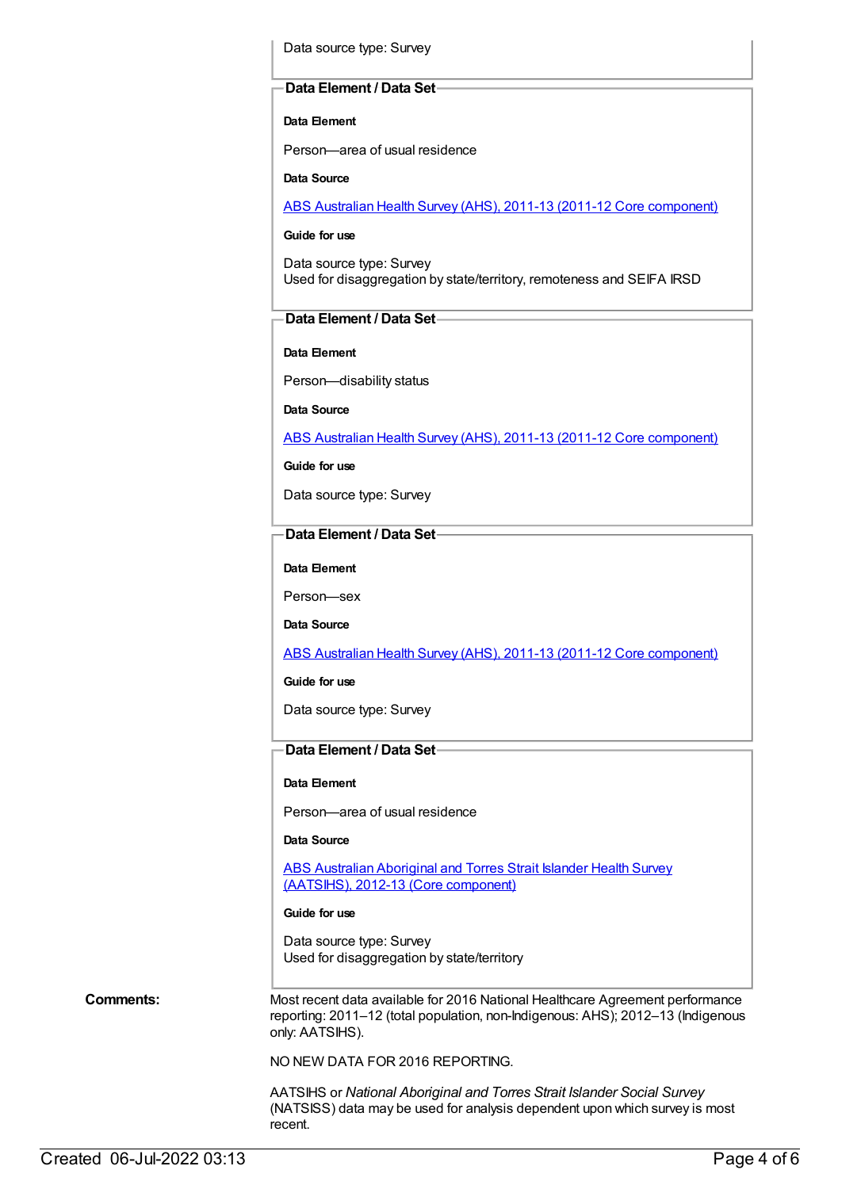Data source type: Survey

**Data Element / Data Set**

**Data Element**

Person—area of usual residence

**Data Source**

ABS Australian Health Survey (AHS), 2011-13 (2011-12 Core component)

**Guide for use**

Data source type: Survey
Used for disaggregation by state/territory, remoteness and SEIFA IRSD

**Data Element / Data Set**

**Data Element**

Person—disability status

**Data Source**

ABS Australian Health Survey (AHS), 2011-13 (2011-12 Core component)

**Guide for use**

Data source type: Survey

**Data Element / Data Set**

**Data Element**

Person—sex

**Data Source**

ABS Australian Health Survey (AHS), 2011-13 (2011-12 Core component)

**Guide for use**

Data source type: Survey

**Data Element / Data Set**

**Data Element**

Person—area of usual residence

**Data Source**

ABS Australian Aboriginal and Torres Strait Islander Health Survey (AATSIHS), 2012-13 (Core component)

**Guide for use**

Data source type: Survey
Used for disaggregation by state/territory

**Comments:**

Most recent data available for 2016 National Healthcare Agreement performance reporting: 2011–12 (total population, non-Indigenous: AHS); 2012–13 (Indigenous only: AATSIHS).

NO NEW DATA FOR 2016 REPORTING.

AATSIHS or *National Aboriginal and Torres Strait Islander Social Survey* (NATSISS) data may be used for analysis dependent upon which survey is most recent.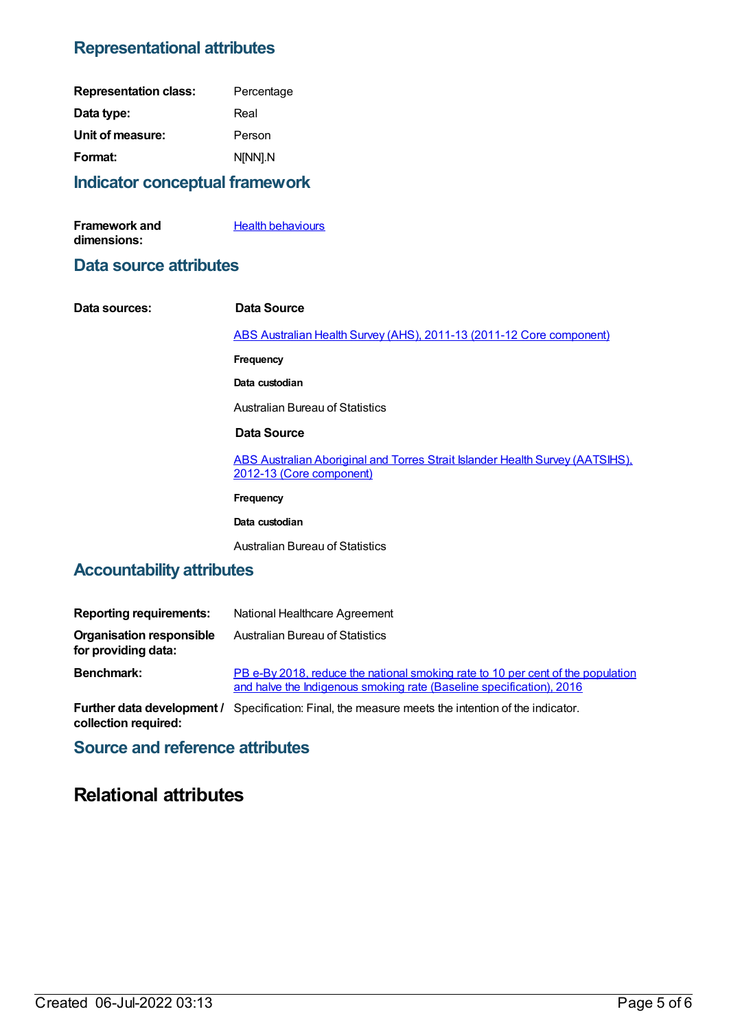## Representational attributes

**Representation class:** Percentage

**Data type:** Real

**Unit of measure:** Person

**Format:** N[NN].N

## Indicator conceptual framework

**Framework and dimensions:** Health behaviours

## Data source attributes

**Data sources:**

**Data Source**

ABS Australian Health Survey (AHS), 2011-13 (2011-12 Core component)

**Frequency**

**Data custodian**

Australian Bureau of Statistics

**Data Source**

ABS Australian Aboriginal and Torres Strait Islander Health Survey (AATSIHS), 2012-13 (Core component)

**Frequency**

**Data custodian**

Australian Bureau of Statistics

## Accountability attributes

**Reporting requirements:** National Healthcare Agreement

**Organisation responsible for providing data:** Australian Bureau of Statistics

**Benchmark:** PB e-By 2018, reduce the national smoking rate to 10 per cent of the population and halve the Indigenous smoking rate (Baseline specification), 2016

**Further data development / collection required:** Specification: Final, the measure meets the intention of the indicator.

## Source and reference attributes

# Relational attributes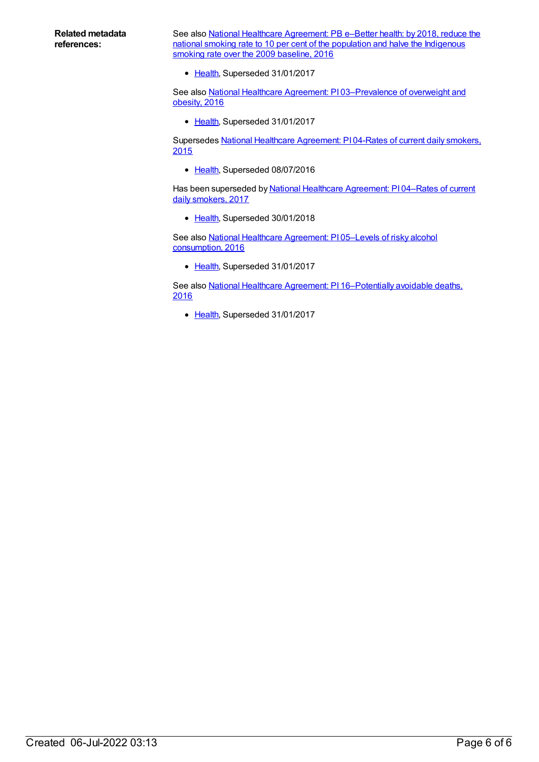**Related metadata references:**

See also National Healthcare Agreement: PB e–Better health: by 2018, reduce the national smoking rate to 10 per cent of the population and halve the Indigenous smoking rate over the 2009 baseline, 2016

- Health, Superseded 31/01/2017

See also National Healthcare Agreement: PI 03–Prevalence of overweight and obesity, 2016

- Health, Superseded 31/01/2017

Supersedes National Healthcare Agreement: PI 04-Rates of current daily smokers, 2015

- Health, Superseded 08/07/2016

Has been superseded by National Healthcare Agreement: PI 04–Rates of current daily smokers, 2017

- Health, Superseded 30/01/2018

See also National Healthcare Agreement: PI 05–Levels of risky alcohol consumption, 2016

- Health, Superseded 31/01/2017

See also National Healthcare Agreement: PI 16–Potentially avoidable deaths, 2016

- Health, Superseded 31/01/2017